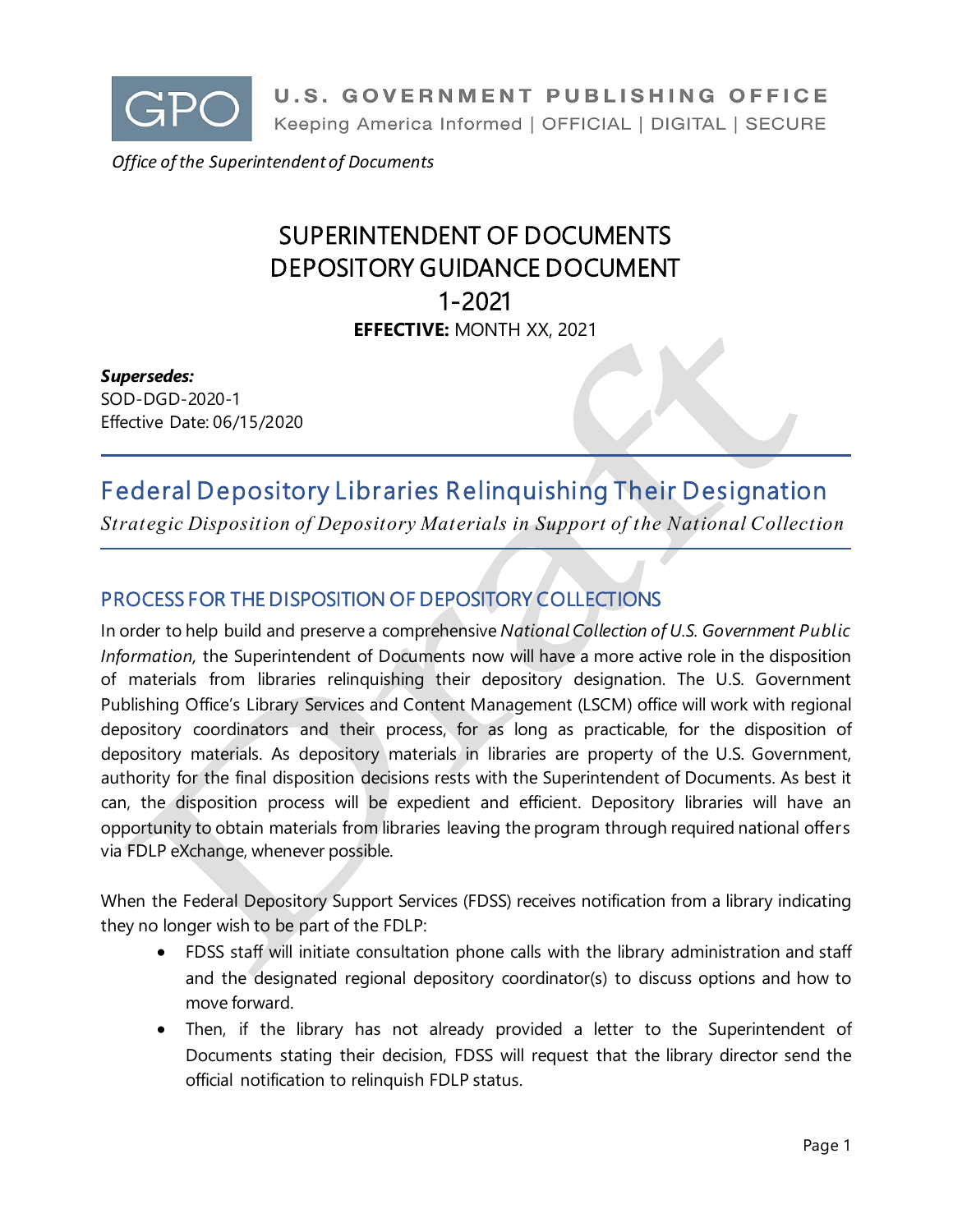U.S. GOVERNMENT PUBLISHING OFFICE
Keeping America Informed | OFFICIAL | DIGITAL | SECURE

*Office of the Superintendent of Documents*

# SUPERINTENDENT OF DOCUMENTS DEPOSITORY GUIDANCE DOCUMENT 1-2021

**EFFECTIVE:** MONTH XX, 2021

***Supersedes:***
SOD-DGD-2020-1
Effective Date: 06/15/2020

# Federal Depository Libraries Relinquishing Their Designation

*Strategic Disposition of Depository Materials in Support of the National Collection*

## PROCESS FOR THE DISPOSITION OF DEPOSITORY COLLECTIONS

In order to help build and preserve a comprehensive *National Collection of U.S. Government Public Information,* the Superintendent of Documents now will have a more active role in the disposition of materials from libraries relinquishing their depository designation. The U.S. Government Publishing Office's Library Services and Content Management (LSCM) office will work with regional depository coordinators and their process, for as long as practicable, for the disposition of depository materials. As depository materials in libraries are property of the U.S. Government, authority for the final disposition decisions rests with the Superintendent of Documents. As best it can, the disposition process will be expedient and efficient. Depository libraries will have an opportunity to obtain materials from libraries leaving the program through required national offers via FDLP eXchange, whenever possible.

When the Federal Depository Support Services (FDSS) receives notification from a library indicating they no longer wish to be part of the FDLP:

- FDSS staff will initiate consultation phone calls with the library administration and staff and the designated regional depository coordinator(s) to discuss options and how to move forward.
- Then, if the library has not already provided a letter to the Superintendent of Documents stating their decision, FDSS will request that the library director send the official notification to relinquish FDLP status.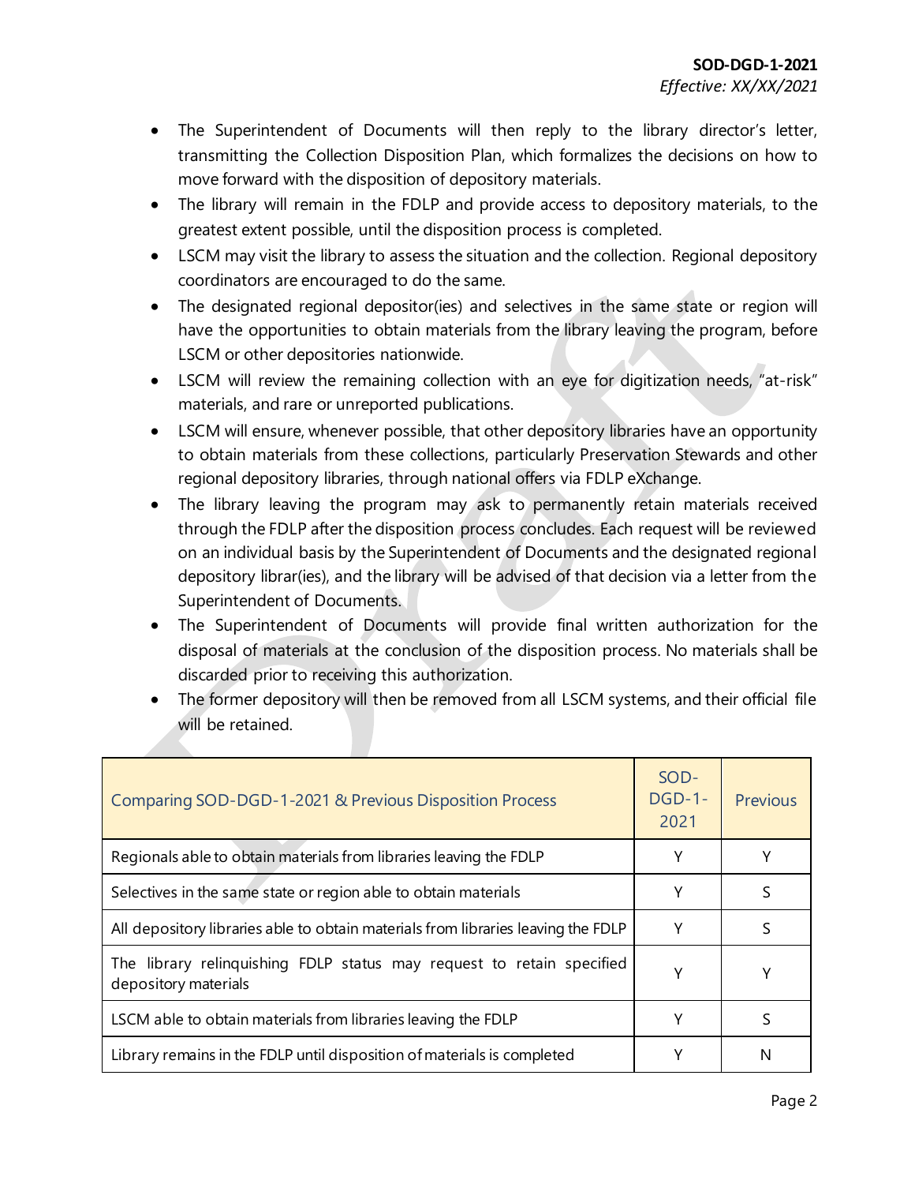- The Superintendent of Documents will then reply to the library director's letter, transmitting the Collection Disposition Plan, which formalizes the decisions on how to move forward with the disposition of depository materials.
- The library will remain in the FDLP and provide access to depository materials, to the greatest extent possible, until the disposition process is completed.
- LSCM may visit the library to assess the situation and the collection. Regional depository coordinators are encouraged to do the same.
- The designated regional depositor(ies) and selectives in the same state or region will have the opportunities to obtain materials from the library leaving the program, before LSCM or other depositories nationwide.
- LSCM will review the remaining collection with an eye for digitization needs, "at-risk" materials, and rare or unreported publications.
- LSCM will ensure, whenever possible, that other depository libraries have an opportunity to obtain materials from these collections, particularly Preservation Stewards and other regional depository libraries, through national offers via FDLP eXchange.
- The library leaving the program may ask to permanently retain materials received through the FDLP after the disposition process concludes. Each request will be reviewed on an individual basis by the Superintendent of Documents and the designated regional depository librar(ies), and the library will be advised of that decision via a letter from the Superintendent of Documents.
- The Superintendent of Documents will provide final written authorization for the disposal of materials at the conclusion of the disposition process. No materials shall be discarded prior to receiving this authorization.
- The former depository will then be removed from all LSCM systems, and their official file will be retained.

| Comparing SOD-DGD-1-2021 & Previous Disposition Process | SOD-DGD-1-2021 | Previous |
|---|---|---|
| Regionals able to obtain materials from libraries leaving the FDLP | Y | Y |
| Selectives in the same state or region able to obtain materials | Y | S |
| All depository libraries able to obtain materials from libraries leaving the FDLP | Y | S |
| The library relinquishing FDLP status may request to retain specified depository materials | Y | Y |
| LSCM able to obtain materials from libraries leaving the FDLP | Y | S |
| Library remains in the FDLP until disposition of materials is completed | Y | N |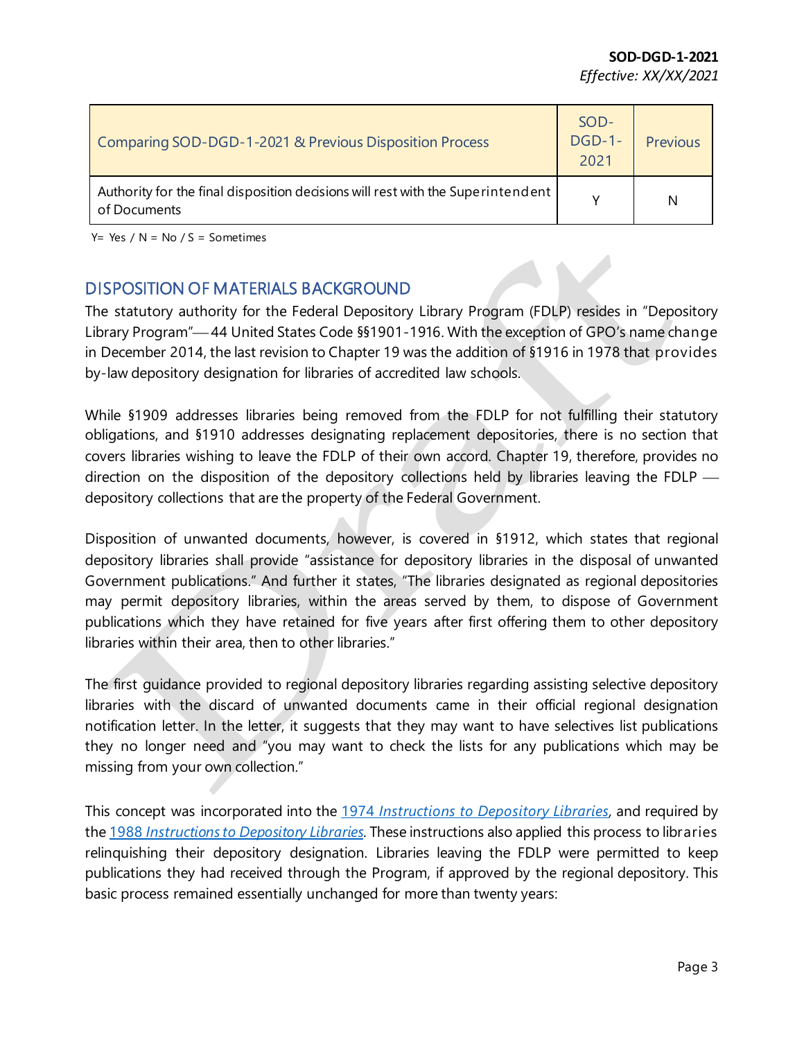| Comparing SOD-DGD-1-2021 & Previous Disposition Process | SOD-DGD-1-2021 | Previous |
|---|---|---|
| Authority for the final disposition decisions will rest with the Superintendent of Documents | Y | N |

Y= Yes / N = No / S = Sometimes

## DISPOSITION OF MATERIALS BACKGROUND

The statutory authority for the Federal Depository Library Program (FDLP) resides in "Depository Library Program"—44 United States Code §§1901-1916. With the exception of GPO's name change in December 2014, the last revision to Chapter 19 was the addition of §1916 in 1978 that provides by-law depository designation for libraries of accredited law schools.

While §1909 addresses libraries being removed from the FDLP for not fulfilling their statutory obligations, and §1910 addresses designating replacement depositories, there is no section that covers libraries wishing to leave the FDLP of their own accord. Chapter 19, therefore, provides no direction on the disposition of the depository collections held by libraries leaving the FDLP — depository collections that are the property of the Federal Government.

Disposition of unwanted documents, however, is covered in §1912, which states that regional depository libraries shall provide "assistance for depository libraries in the disposal of unwanted Government publications." And further it states, "The libraries designated as regional depositories may permit depository libraries, within the areas served by them, to dispose of Government publications which they have retained for five years after first offering them to other depository libraries within their area, then to other libraries."

The first guidance provided to regional depository libraries regarding assisting selective depository libraries with the discard of unwanted documents came in their official regional designation notification letter. In the letter, it suggests that they may want to have selectives list publications they no longer need and "you may want to check the lists for any publications which may be missing from your own collection."

This concept was incorporated into the [1974 *Instructions to Depository Libraries*], and required by the [1988 *Instructions to Depository Libraries*]. These instructions also applied this process to libraries relinquishing their depository designation. Libraries leaving the FDLP were permitted to keep publications they had received through the Program, if approved by the regional depository. This basic process remained essentially unchanged for more than twenty years: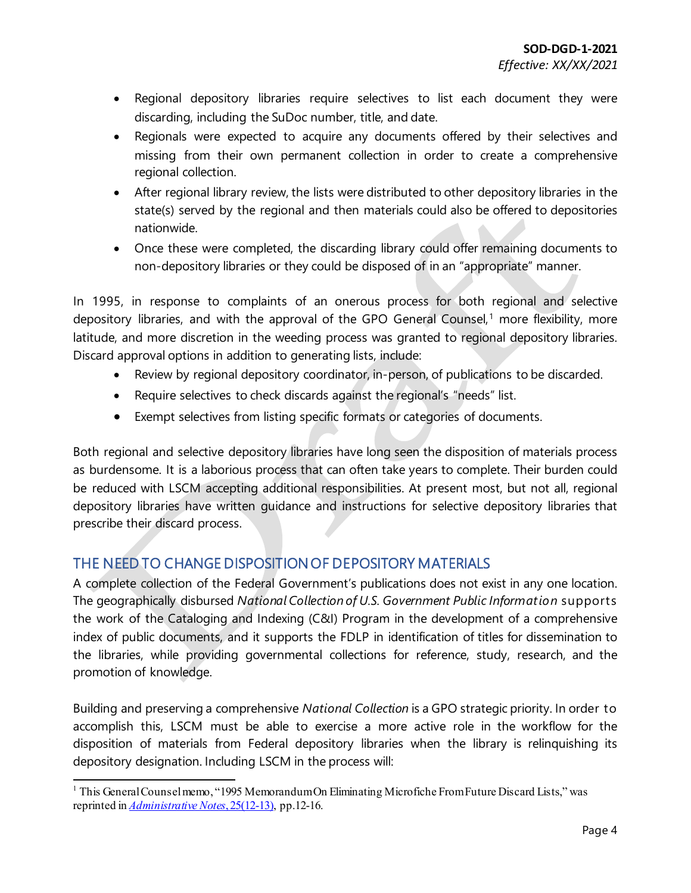- Regional depository libraries require selectives to list each document they were discarding, including the SuDoc number, title, and date.
- Regionals were expected to acquire any documents offered by their selectives and missing from their own permanent collection in order to create a comprehensive regional collection.
- After regional library review, the lists were distributed to other depository libraries in the state(s) served by the regional and then materials could also be offered to depositories nationwide.
- Once these were completed, the discarding library could offer remaining documents to non-depository libraries or they could be disposed of in an "appropriate" manner.

In 1995, in response to complaints of an onerous process for both regional and selective depository libraries, and with the approval of the GPO General Counsel,[1] more flexibility, more latitude, and more discretion in the weeding process was granted to regional depository libraries. Discard approval options in addition to generating lists, include:

- Review by regional depository coordinator, in-person, of publications to be discarded.
- Require selectives to check discards against the regional's "needs" list.
- Exempt selectives from listing specific formats or categories of documents.

Both regional and selective depository libraries have long seen the disposition of materials process as burdensome. It is a laborious process that can often take years to complete. Their burden could be reduced with LSCM accepting additional responsibilities. At present most, but not all, regional depository libraries have written guidance and instructions for selective depository libraries that prescribe their discard process.

## THE NEED TO CHANGE DISPOSITION OF DEPOSITORY MATERIALS

A complete collection of the Federal Government's publications does not exist in any one location. The geographically disbursed *National Collection of U.S. Government Public Information* supports the work of the Cataloging and Indexing (C&I) Program in the development of a comprehensive index of public documents, and it supports the FDLP in identification of titles for dissemination to the libraries, while providing governmental collections for reference, study, research, and the promotion of knowledge.

Building and preserving a comprehensive *National Collection* is a GPO strategic priority. In order to accomplish this, LSCM must be able to exercise a more active role in the workflow for the disposition of materials from Federal depository libraries when the library is relinquishing its depository designation. Including LSCM in the process will:

[1] This General Counsel memo, "1995 Memorandum On Eliminating Microfiche From Future Discard Lists," was reprinted in *Administrative Notes*, 25(12-13), pp.12-16.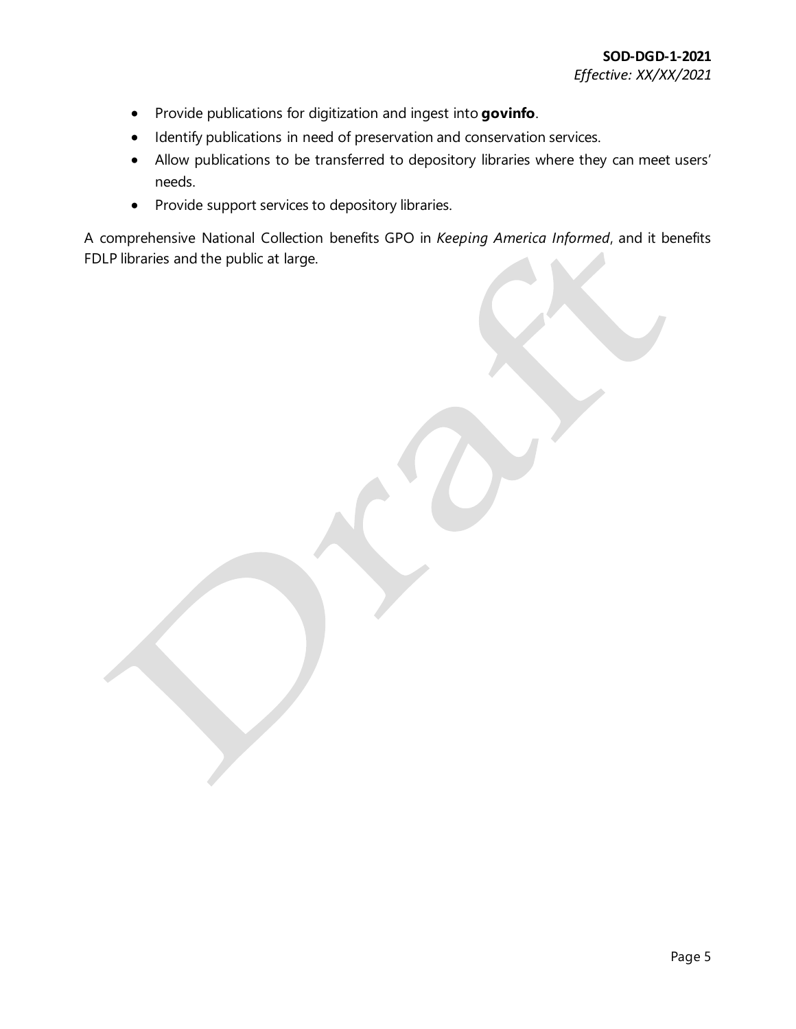- Provide publications for digitization and ingest into **govinfo**.
- Identify publications in need of preservation and conservation services.
- Allow publications to be transferred to depository libraries where they can meet users' needs.
- Provide support services to depository libraries.

A comprehensive National Collection benefits GPO in *Keeping America Informed*, and it benefits FDLP libraries and the public at large.